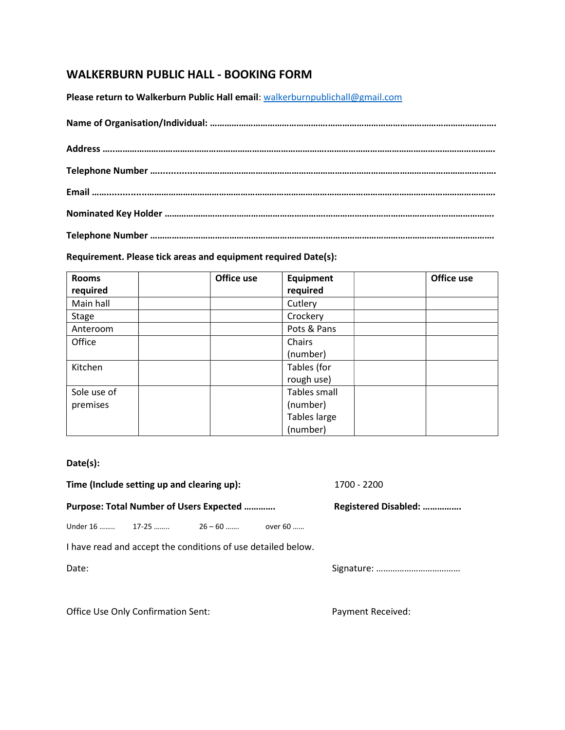# WALKERBURN PUBLIC HALL - BOOKING FORM

**Please return to Walkerburn Public Hall email**: walkerburnpublichall@gmail.com

**Name of Organisation/Individual: ……………………………………………………………………………………………………………**

**Address ……………………………………………………………………………………………………………………………………………….**

**Telephone Number ………………………………………………………………………………………………………………………………**

**Email ……………………………………………………………………………………………………………………………………………………**

**Nominated Key Holder ………………………………………………………………………………………………………………………….**

**Telephone Number ……………………………………………………………………………………………………………………………….**

**Requirement. Please tick areas and equipment required Date(s):**

| **Rooms required** | | **Office use** | **Equipment required** | | **Office use** |
|---|---|---|---|---|---|
| Main hall | | | Cutlery | | |
| Stage | | | Crockery | | |
| Anteroom | | | Pots & Pans | | |
| Office | | | Chairs (number) | | |
| Kitchen | | | Tables (for rough use) | | |
| Sole use of premises | | | Tables small (number) Tables large (number) | | |

**Date(s):**

**Time (Include setting up and clearing up):** 1700 - 2200

**Purpose: Total Number of Users Expected …………** **Registered Disabled: …………….**

Under 16 …….. 17-25 …….. 26 – 60 ……. over 60 ……

I have read and accept the conditions of use detailed below.

Date: Signature: ………………………………

Office Use Only Confirmation Sent: Payment Received: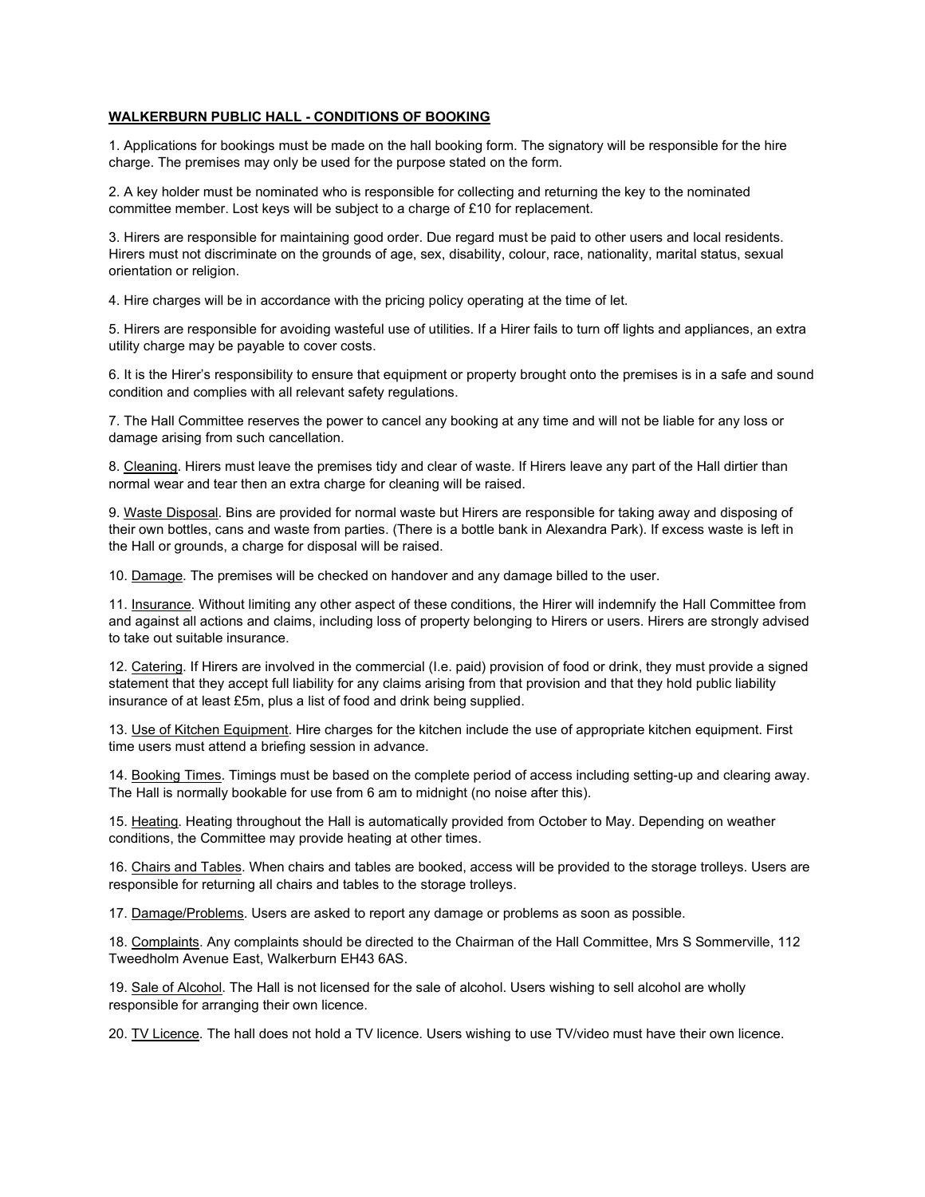## WALKERBURN PUBLIC HALL - CONDITIONS OF BOOKING

1. Applications for bookings must be made on the hall booking form. The signatory will be responsible for the hire charge. The premises may only be used for the purpose stated on the form.

2. A key holder must be nominated who is responsible for collecting and returning the key to the nominated committee member. Lost keys will be subject to a charge of £10 for replacement.

3. Hirers are responsible for maintaining good order. Due regard must be paid to other users and local residents. Hirers must not discriminate on the grounds of age, sex, disability, colour, race, nationality, marital status, sexual orientation or religion.

4. Hire charges will be in accordance with the pricing policy operating at the time of let.

5. Hirers are responsible for avoiding wasteful use of utilities. If a Hirer fails to turn off lights and appliances, an extra utility charge may be payable to cover costs.

6. It is the Hirer's responsibility to ensure that equipment or property brought onto the premises is in a safe and sound condition and complies with all relevant safety regulations.

7. The Hall Committee reserves the power to cancel any booking at any time and will not be liable for any loss or damage arising from such cancellation.

8. Cleaning. Hirers must leave the premises tidy and clear of waste. If Hirers leave any part of the Hall dirtier than normal wear and tear then an extra charge for cleaning will be raised.

9. Waste Disposal. Bins are provided for normal waste but Hirers are responsible for taking away and disposing of their own bottles, cans and waste from parties. (There is a bottle bank in Alexandra Park). If excess waste is left in the Hall or grounds, a charge for disposal will be raised.

10. Damage. The premises will be checked on handover and any damage billed to the user.

11. Insurance. Without limiting any other aspect of these conditions, the Hirer will indemnify the Hall Committee from and against all actions and claims, including loss of property belonging to Hirers or users. Hirers are strongly advised to take out suitable insurance.

12. Catering. If Hirers are involved in the commercial (I.e. paid) provision of food or drink, they must provide a signed statement that they accept full liability for any claims arising from that provision and that they hold public liability insurance of at least £5m, plus a list of food and drink being supplied.

13. Use of Kitchen Equipment. Hire charges for the kitchen include the use of appropriate kitchen equipment. First time users must attend a briefing session in advance.

14. Booking Times. Timings must be based on the complete period of access including setting-up and clearing away. The Hall is normally bookable for use from 6 am to midnight (no noise after this).

15. Heating. Heating throughout the Hall is automatically provided from October to May. Depending on weather conditions, the Committee may provide heating at other times.

16. Chairs and Tables. When chairs and tables are booked, access will be provided to the storage trolleys. Users are responsible for returning all chairs and tables to the storage trolleys.

17. Damage/Problems. Users are asked to report any damage or problems as soon as possible.

18. Complaints. Any complaints should be directed to the Chairman of the Hall Committee, Mrs S Sommerville, 112 Tweedholm Avenue East, Walkerburn EH43 6AS.

19. Sale of Alcohol. The Hall is not licensed for the sale of alcohol. Users wishing to sell alcohol are wholly responsible for arranging their own licence.

20. TV Licence. The hall does not hold a TV licence. Users wishing to use TV/video must have their own licence.